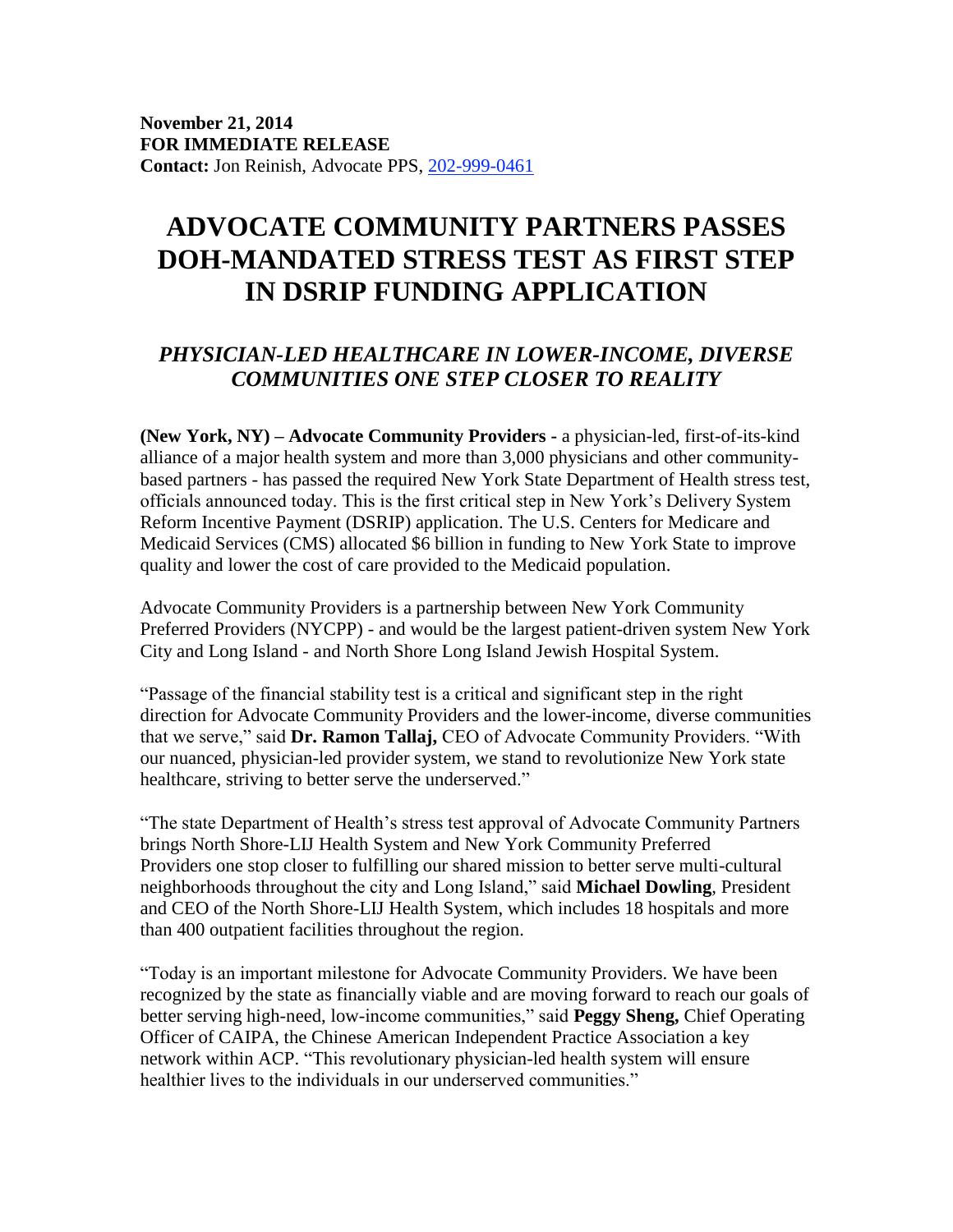**November 21, 2014**
**FOR IMMEDIATE RELEASE**
**Contact:** Jon Reinish, Advocate PPS, 202-999-0461

# ADVOCATE COMMUNITY PARTNERS PASSES DOH-MANDATED STRESS TEST AS FIRST STEP IN DSRIP FUNDING APPLICATION

## *PHYSICIAN-LED HEALTHCARE IN LOWER-INCOME, DIVERSE COMMUNITIES ONE STEP CLOSER TO REALITY*

**(New York, NY) – Advocate Community Providers** - a physician-led, first-of-its-kind alliance of a major health system and more than 3,000 physicians and other community-based partners - has passed the required New York State Department of Health stress test, officials announced today. This is the first critical step in New York's Delivery System Reform Incentive Payment (DSRIP) application. The U.S. Centers for Medicare and Medicaid Services (CMS) allocated $6 billion in funding to New York State to improve quality and lower the cost of care provided to the Medicaid population.

Advocate Community Providers is a partnership between New York Community Preferred Providers (NYCPP) - and would be the largest patient-driven system New York City and Long Island - and North Shore Long Island Jewish Hospital System.

"Passage of the financial stability test is a critical and significant step in the right direction for Advocate Community Providers and the lower-income, diverse communities that we serve," said **Dr. Ramon Tallaj,** CEO of Advocate Community Providers. "With our nuanced, physician-led provider system, we stand to revolutionize New York state healthcare, striving to better serve the underserved."

"The state Department of Health's stress test approval of Advocate Community Partners brings North Shore-LIJ Health System and New York Community Preferred Providers one stop closer to fulfilling our shared mission to better serve multi-cultural neighborhoods throughout the city and Long Island," said **Michael Dowling**, President and CEO of the North Shore-LIJ Health System, which includes 18 hospitals and more than 400 outpatient facilities throughout the region.

"Today is an important milestone for Advocate Community Providers. We have been recognized by the state as financially viable and are moving forward to reach our goals of better serving high-need, low-income communities," said **Peggy Sheng,** Chief Operating Officer of CAIPA, the Chinese American Independent Practice Association a key network within ACP. "This revolutionary physician-led health system will ensure healthier lives to the individuals in our underserved communities."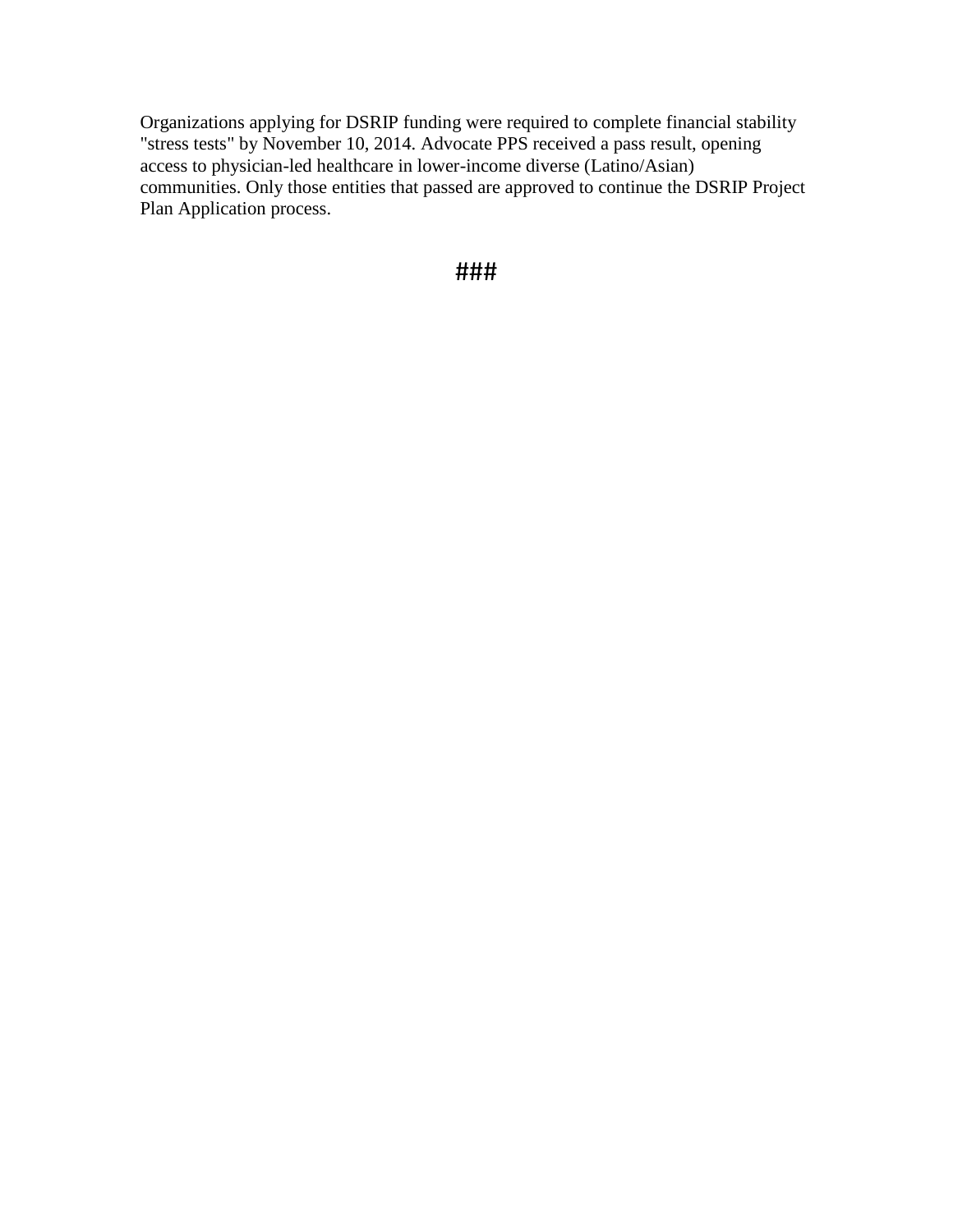Organizations applying for DSRIP funding were required to complete financial stability "stress tests" by November 10, 2014. Advocate PPS received a pass result, opening access to physician-led healthcare in lower-income diverse (Latino/Asian) communities. Only those entities that passed are approved to continue the DSRIP Project Plan Application process.

###